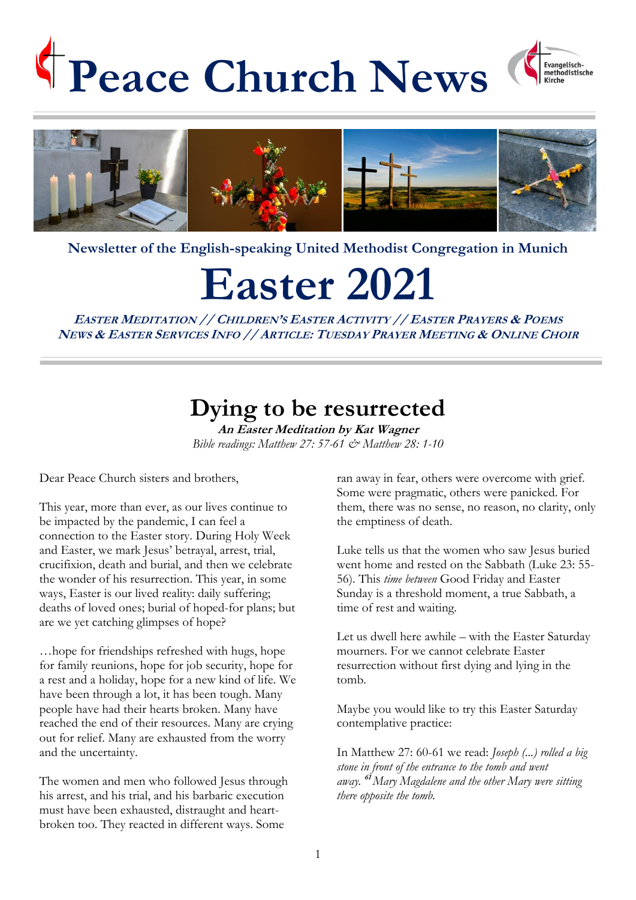# Peace Church News

Newsletter of the English-speaking United Methodist Congregation in Munich

# Easter 2021

***Easter Meditation // Children's Easter Activity // Easter Prayers & Poems***
***News & Easter Services Info // Article: Tuesday Prayer Meeting & Online Choir***

## Dying to be resurrected

***An Easter Meditation by Kat Wagner***

*Bible readings: Matthew 27: 57-61 & Matthew 28: 1-10*

Dear Peace Church sisters and brothers,

This year, more than ever, as our lives continue to be impacted by the pandemic, I can feel a connection to the Easter story. During Holy Week and Easter, we mark Jesus' betrayal, arrest, trial, crucifixion, death and burial, and then we celebrate the wonder of his resurrection. This year, in some ways, Easter is our lived reality: daily suffering; deaths of loved ones; burial of hoped-for plans; but are we yet catching glimpses of hope?

…hope for friendships refreshed with hugs, hope for family reunions, hope for job security, hope for a rest and a holiday, hope for a new kind of life. We have been through a lot, it has been tough. Many people have had their hearts broken. Many have reached the end of their resources. Many are crying out for relief. Many are exhausted from the worry and the uncertainty.

The women and men who followed Jesus through his arrest, and his trial, and his barbaric execution must have been exhausted, distraught and heart-broken too. They reacted in different ways. Some ran away in fear, others were overcome with grief. Some were pragmatic, others were panicked. For them, there was no sense, no reason, no clarity, only the emptiness of death.

Luke tells us that the women who saw Jesus buried went home and rested on the Sabbath (Luke 23: 55-56). This *time between* Good Friday and Easter Sunday is a threshold moment, a true Sabbath, a time of rest and waiting.

Let us dwell here awhile – with the Easter Saturday mourners. For we cannot celebrate Easter resurrection without first dying and lying in the tomb.

Maybe you would like to try this Easter Saturday contemplative practice:

In Matthew 27: 60-61 we read: *Joseph (...) rolled a big stone in front of the entrance to the tomb and went away. [61] Mary Magdalene and the other Mary were sitting there opposite the tomb.*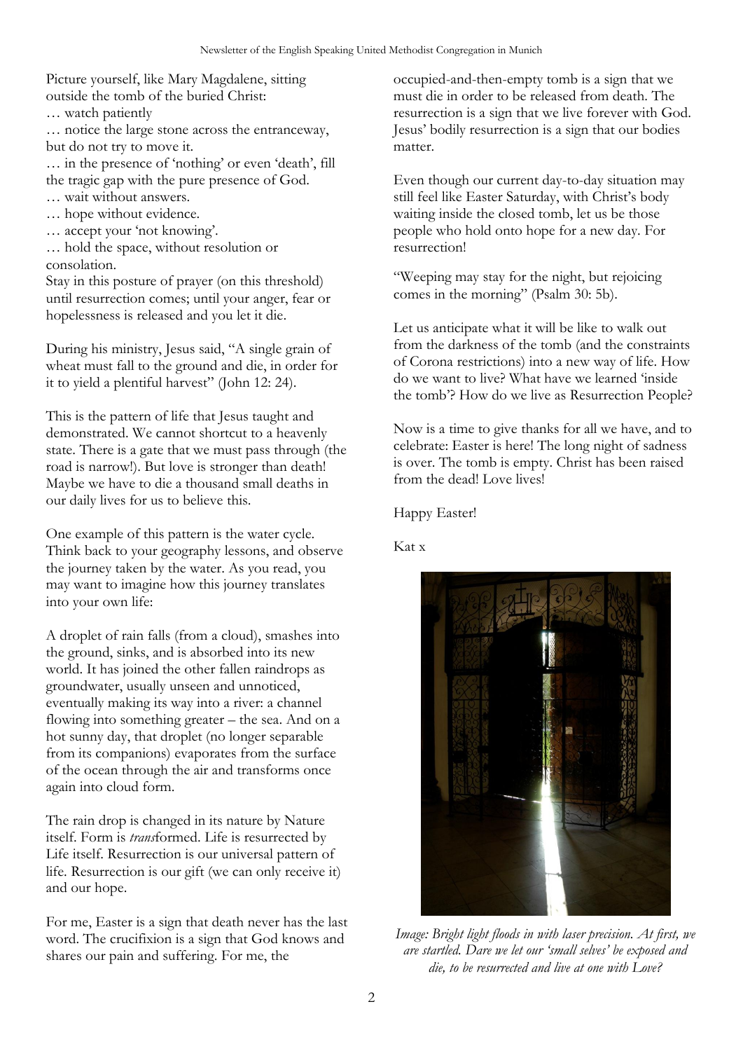Picture yourself, like Mary Magdalene, sitting outside the tomb of the buried Christ:
… watch patiently
… notice the large stone across the entranceway, but do not try to move it.
… in the presence of 'nothing' or even 'death', fill the tragic gap with the pure presence of God.
… wait without answers.
… hope without evidence.
… accept your 'not knowing'.
… hold the space, without resolution or consolation.
Stay in this posture of prayer (on this threshold) until resurrection comes; until your anger, fear or hopelessness is released and you let it die.

During his ministry, Jesus said, "A single grain of wheat must fall to the ground and die, in order for it to yield a plentiful harvest" (John 12: 24).

This is the pattern of life that Jesus taught and demonstrated. We cannot shortcut to a heavenly state. There is a gate that we must pass through (the road is narrow!). But love is stronger than death! Maybe we have to die a thousand small deaths in our daily lives for us to believe this.

One example of this pattern is the water cycle. Think back to your geography lessons, and observe the journey taken by the water. As you read, you may want to imagine how this journey translates into your own life:

A droplet of rain falls (from a cloud), smashes into the ground, sinks, and is absorbed into its new world. It has joined the other fallen raindrops as groundwater, usually unseen and unnoticed, eventually making its way into a river: a channel flowing into something greater – the sea. And on a hot sunny day, that droplet (no longer separable from its companions) evaporates from the surface of the ocean through the air and transforms once again into cloud form.

The rain drop is changed in its nature by Nature itself. Form is *trans*formed. Life is resurrected by Life itself. Resurrection is our universal pattern of life. Resurrection is our gift (we can only receive it) and our hope.

For me, Easter is a sign that death never has the last word. The crucifixion is a sign that God knows and shares our pain and suffering. For me, the occupied-and-then-empty tomb is a sign that we must die in order to be released from death. The resurrection is a sign that we live forever with God. Jesus' bodily resurrection is a sign that our bodies matter.

Even though our current day-to-day situation may still feel like Easter Saturday, with Christ's body waiting inside the closed tomb, let us be those people who hold onto hope for a new day. For resurrection!

"Weeping may stay for the night, but rejoicing comes in the morning" (Psalm 30: 5b).

Let us anticipate what it will be like to walk out from the darkness of the tomb (and the constraints of Corona restrictions) into a new way of life. How do we want to live? What have we learned 'inside the tomb'? How do we live as Resurrection People?

Now is a time to give thanks for all we have, and to celebrate: Easter is here! The long night of sadness is over. The tomb is empty. Christ has been raised from the dead! Love lives!

Happy Easter!

Kat x

*Image: Bright light floods in with laser precision. At first, we are startled. Dare we let our 'small selves' be exposed and die, to be resurrected and live at one with Love?*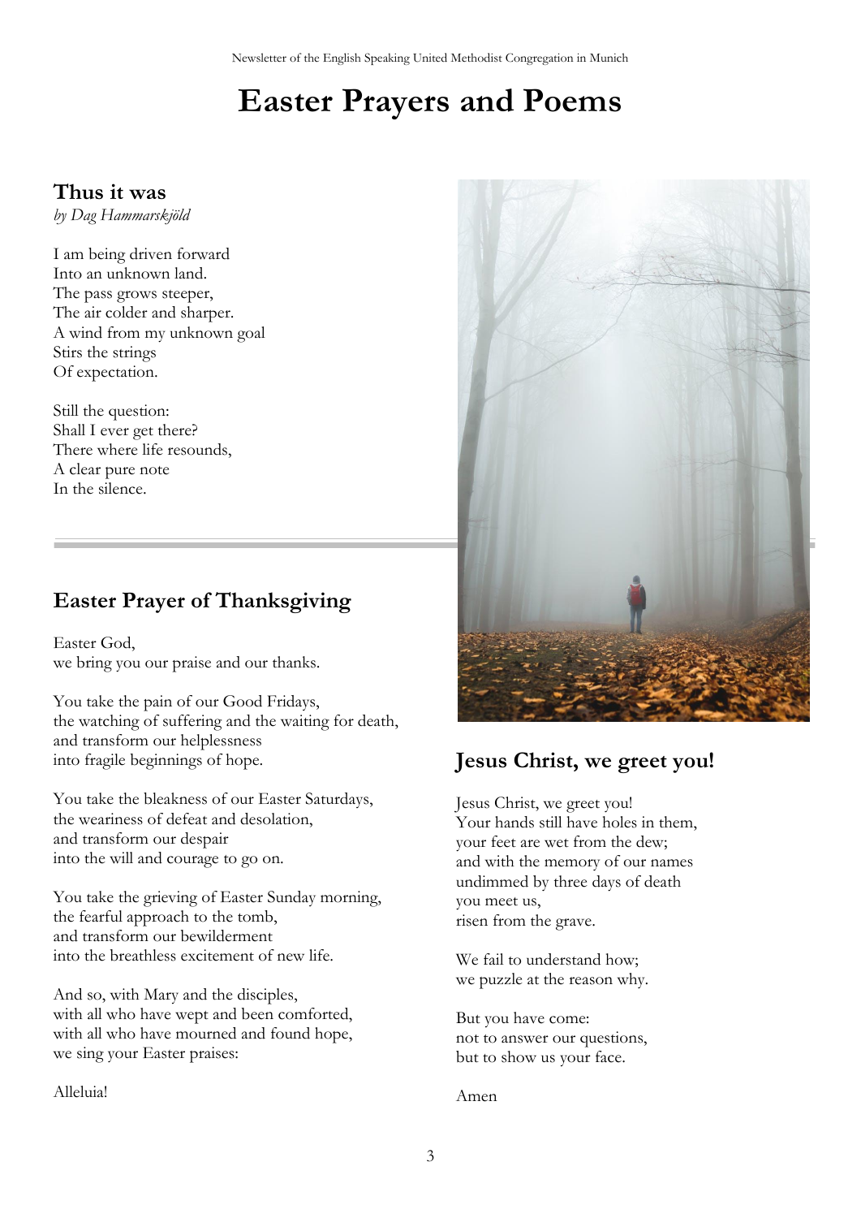# Easter Prayers and Poems

## Thus it was

*by Dag Hammarskjöld*

I am being driven forward  
Into an unknown land.  
The pass grows steeper,  
The air colder and sharper.  
A wind from my unknown goal  
Stirs the strings  
Of expectation.

Still the question:  
Shall I ever get there?  
There where life resounds,  
A clear pure note  
In the silence.

---

## Easter Prayer of Thanksgiving

Easter God,  
we bring you our praise and our thanks.

You take the pain of our Good Fridays,  
the watching of suffering and the waiting for death,  
and transform our helplessness  
into fragile beginnings of hope.

You take the bleakness of our Easter Saturdays,  
the weariness of defeat and desolation,  
and transform our despair  
into the will and courage to go on.

You take the grieving of Easter Sunday morning,  
the fearful approach to the tomb,  
and transform our bewilderment  
into the breathless excitement of new life.

And so, with Mary and the disciples,  
with all who have wept and been comforted,  
with all who have mourned and found hope,  
we sing your Easter praises:

Alleluia!

## Jesus Christ, we greet you!

Jesus Christ, we greet you!  
Your hands still have holes in them,  
your feet are wet from the dew;  
and with the memory of our names  
undimmed by three days of death  
you meet us,  
risen from the grave.

We fail to understand how;  
we puzzle at the reason why.

But you have come:  
not to answer our questions,  
but to show us your face.

Amen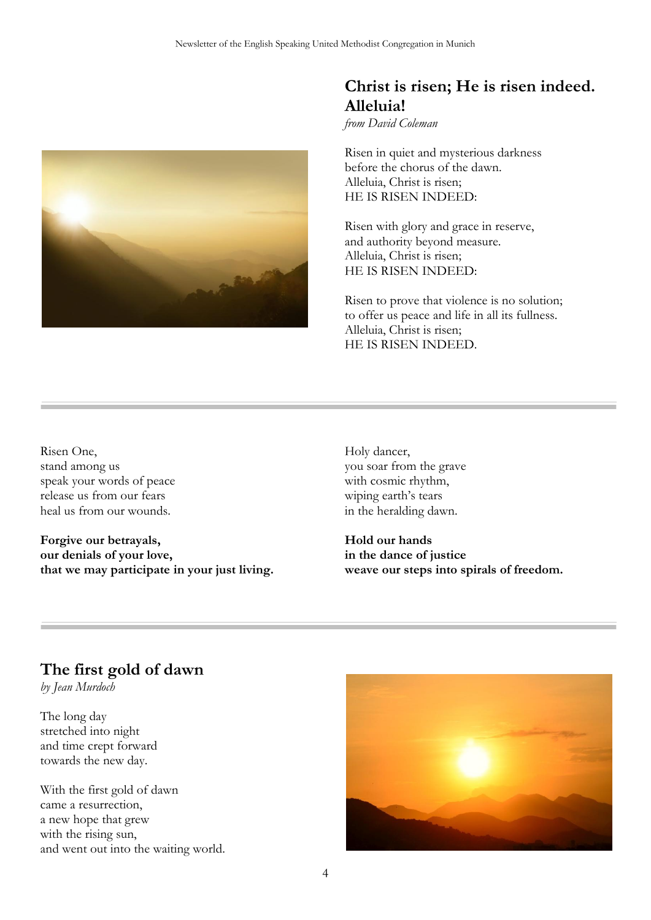## Christ is risen; He is risen indeed. Alleluia!

*from David Coleman*

Risen in quiet and mysterious darkness
before the chorus of the dawn.
Alleluia, Christ is risen;
HE IS RISEN INDEED:

Risen with glory and grace in reserve,
and authority beyond measure.
Alleluia, Christ is risen;
HE IS RISEN INDEED:

Risen to prove that violence is no solution;
to offer us peace and life in all its fullness.
Alleluia, Christ is risen;
HE IS RISEN INDEED.

---

Risen One,
stand among us
speak your words of peace
release us from our fears
heal us from our wounds.

**Forgive our betrayals,**
**our denials of your love,**
**that we may participate in your just living.**

Holy dancer,
you soar from the grave
with cosmic rhythm,
wiping earth's tears
in the heralding dawn.

**Hold our hands**
**in the dance of justice**
**weave our steps into spirals of freedom.**

---

## The first gold of dawn

*by Jean Murdoch*

The long day
stretched into night
and time crept forward
towards the new day.

With the first gold of dawn
came a resurrection,
a new hope that grew
with the rising sun,
and went out into the waiting world.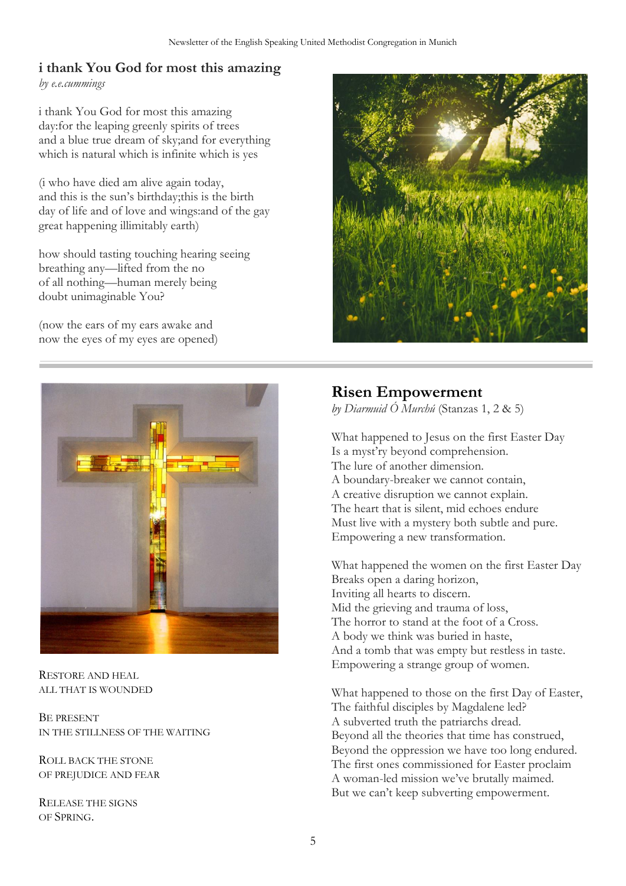## i thank You God for most this amazing

*by e.e.cummings*

i thank You God for most this amazing
day:for the leaping greenly spirits of trees
and a blue true dream of sky;and for everything
which is natural which is infinite which is yes

(i who have died am alive again today,
and this is the sun's birthday;this is the birth
day of life and of love and wings:and of the gay
great happening illimitably earth)

how should tasting touching hearing seeing
breathing any—lifted from the no
of all nothing—human merely being
doubt unimaginable You?

(now the ears of my ears awake and
now the eyes of my eyes are opened)

RESTORE AND HEAL
ALL THAT IS WOUNDED

BE PRESENT
IN THE STILLNESS OF THE WAITING

ROLL BACK THE STONE
OF PREJUDICE AND FEAR

RELEASE THE SIGNS
OF SPRING.

## Risen Empowerment

*by Diarmuid Ó Murchú* (Stanzas 1, 2 & 5)

What happened to Jesus on the first Easter Day
Is a myst'ry beyond comprehension.
The lure of another dimension.
A boundary-breaker we cannot contain,
A creative disruption we cannot explain.
The heart that is silent, mid echoes endure
Must live with a mystery both subtle and pure.
Empowering a new transformation.

What happened the women on the first Easter Day
Breaks open a daring horizon,
Inviting all hearts to discern.
Mid the grieving and trauma of loss,
The horror to stand at the foot of a Cross.
A body we think was buried in haste,
And a tomb that was empty but restless in taste.
Empowering a strange group of women.

What happened to those on the first Day of Easter,
The faithful disciples by Magdalene led?
A subverted truth the patriarchs dread.
Beyond all the theories that time has construed,
Beyond the oppression we have too long endured.
The first ones commissioned for Easter proclaim
A woman-led mission we've brutally maimed.
But we can't keep subverting empowerment.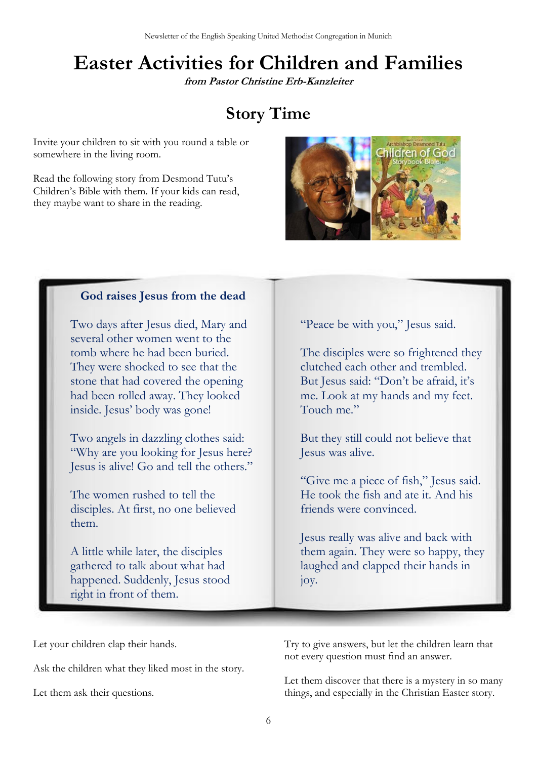# Easter Activities for Children and Families

***from Pastor Christine Erb-Kanzleiter***

## Story Time

Invite your children to sit with you round a table or somewhere in the living room.

Read the following story from Desmond Tutu's Children's Bible with them. If your kids can read, they maybe want to share in the reading.

### God raises Jesus from the dead

Two days after Jesus died, Mary and several other women went to the tomb where he had been buried. They were shocked to see that the stone that had covered the opening had been rolled away. They looked inside. Jesus' body was gone!

Two angels in dazzling clothes said: "Why are you looking for Jesus here? Jesus is alive! Go and tell the others."

The women rushed to tell the disciples. At first, no one believed them.

A little while later, the disciples gathered to talk about what had happened. Suddenly, Jesus stood right in front of them.

"Peace be with you," Jesus said.

The disciples were so frightened they clutched each other and trembled. But Jesus said: "Don't be afraid, it's me. Look at my hands and my feet. Touch me."

But they still could not believe that Jesus was alive.

"Give me a piece of fish," Jesus said. He took the fish and ate it. And his friends were convinced.

Jesus really was alive and back with them again. They were so happy, they laughed and clapped their hands in joy.

Let your children clap their hands.

Ask the children what they liked most in the story.

Let them ask their questions.

Try to give answers, but let the children learn that not every question must find an answer.

Let them discover that there is a mystery in so many things, and especially in the Christian Easter story.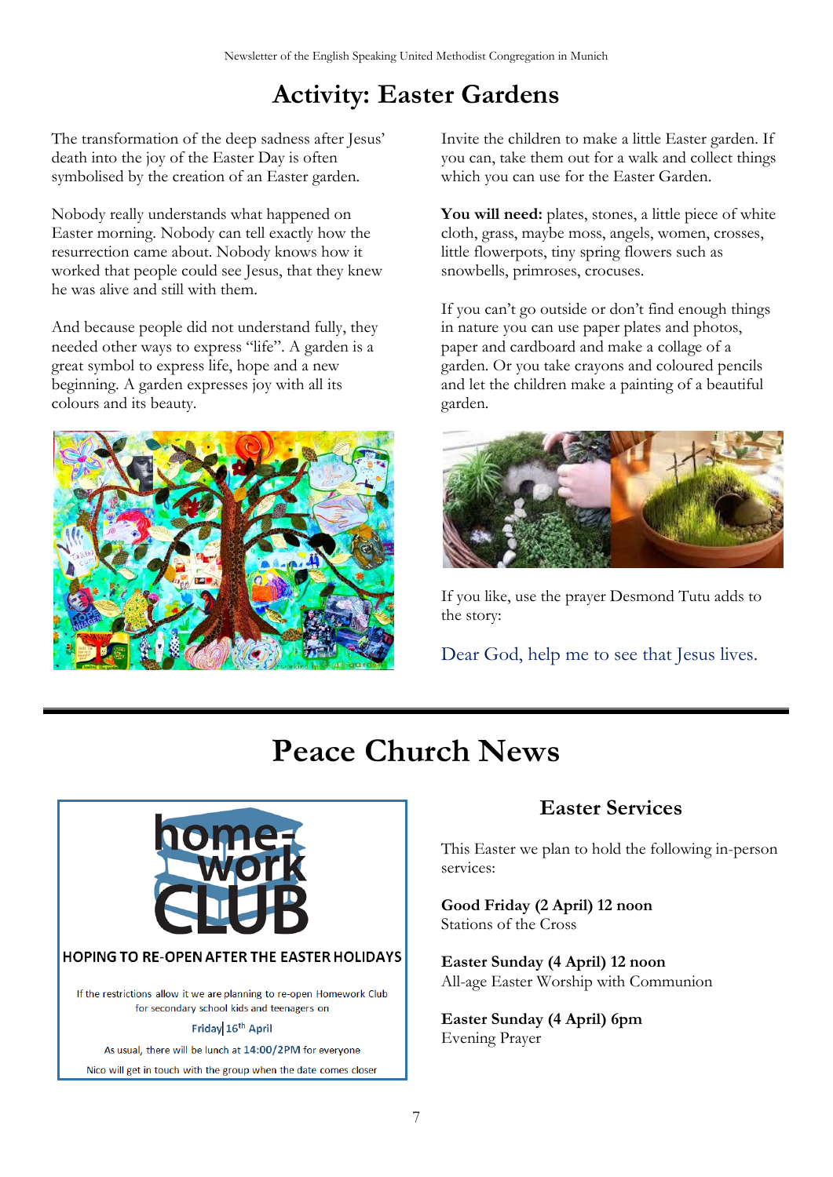# Activity: Easter Gardens

The transformation of the deep sadness after Jesus' death into the joy of the Easter Day is often symbolised by the creation of an Easter garden.

Nobody really understands what happened on Easter morning. Nobody can tell exactly how the resurrection came about. Nobody knows how it worked that people could see Jesus, that they knew he was alive and still with them.

And because people did not understand fully, they needed other ways to express "life". A garden is a great symbol to express life, hope and a new beginning. A garden expresses joy with all its colours and its beauty.

Invite the children to make a little Easter garden. If you can, take them out for a walk and collect things which you can use for the Easter Garden.

**You will need:** plates, stones, a little piece of white cloth, grass, maybe moss, angels, women, crosses, little flowerpots, tiny spring flowers such as snowbells, primroses, crocuses.

If you can't go outside or don't find enough things in nature you can use paper plates and photos, paper and cardboard and make a collage of a garden. Or you take crayons and coloured pencils and let the children make a painting of a beautiful garden.

If you like, use the prayer Desmond Tutu adds to the story:

Dear God, help me to see that Jesus lives.

# Peace Church News

**home-work CLUB**

**HOPING TO RE-OPEN AFTER THE EASTER HOLIDAYS**

If the restrictions allow it we are planning to re-open Homework Club for secondary school kids and teenagers on

Friday 16th April

As usual, there will be lunch at 14:00/2PM for everyone

Nico will get in touch with the group when the date comes closer

## Easter Services

This Easter we plan to hold the following in-person services:

**Good Friday (2 April) 12 noon**
Stations of the Cross

**Easter Sunday (4 April) 12 noon**
All-age Easter Worship with Communion

**Easter Sunday (4 April) 6pm**
Evening Prayer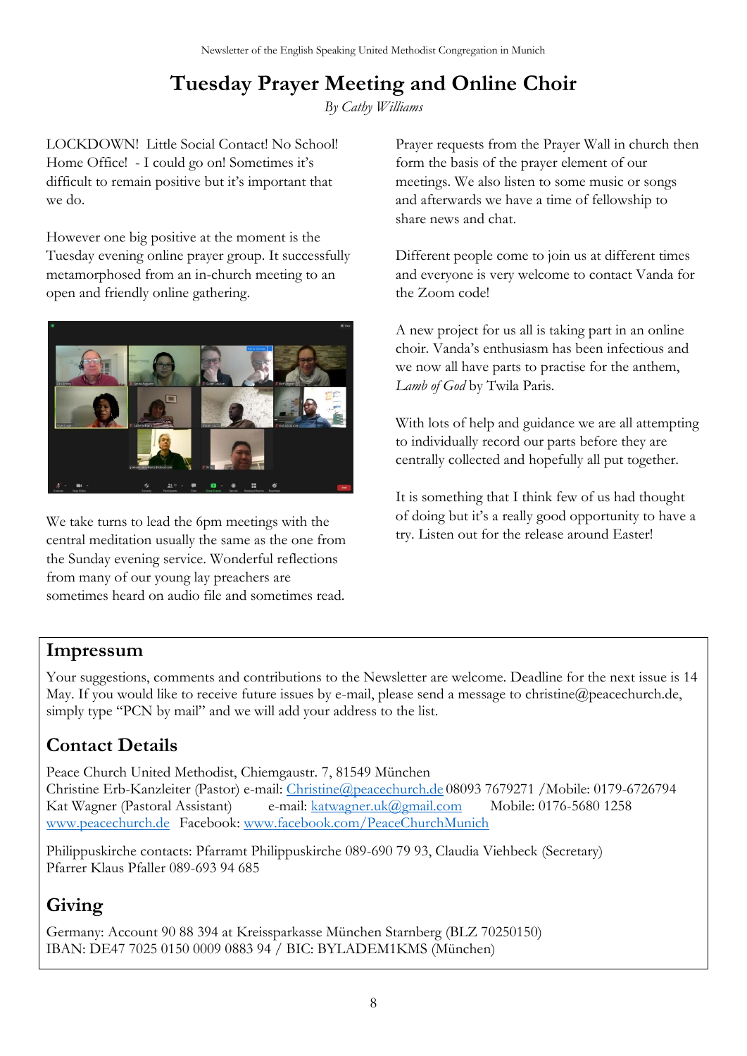# Tuesday Prayer Meeting and Online Choir

*By Cathy Williams*

LOCKDOWN! Little Social Contact! No School! Home Office! - I could go on! Sometimes it's difficult to remain positive but it's important that we do.

However one big positive at the moment is the Tuesday evening online prayer group. It successfully metamorphosed from an in-church meeting to an open and friendly online gathering.

We take turns to lead the 6pm meetings with the central meditation usually the same as the one from the Sunday evening service. Wonderful reflections from many of our young lay preachers are sometimes heard on audio file and sometimes read.

Prayer requests from the Prayer Wall in church then form the basis of the prayer element of our meetings. We also listen to some music or songs and afterwards we have a time of fellowship to share news and chat.

Different people come to join us at different times and everyone is very welcome to contact Vanda for the Zoom code!

A new project for us all is taking part in an online choir. Vanda's enthusiasm has been infectious and we now all have parts to practise for the anthem, *Lamb of God* by Twila Paris.

With lots of help and guidance we are all attempting to individually record our parts before they are centrally collected and hopefully all put together.

It is something that I think few of us had thought of doing but it's a really good opportunity to have a try. Listen out for the release around Easter!

## Impressum

Your suggestions, comments and contributions to the Newsletter are welcome. Deadline for the next issue is 14 May. If you would like to receive future issues by e-mail, please send a message to christine@peacechurch.de, simply type "PCN by mail" and we will add your address to the list.

## Contact Details

Peace Church United Methodist, Chiemgaustr. 7, 81549 München
Christine Erb-Kanzleiter (Pastor) e-mail: Christine@peacechurch.de 08093 7679271 /Mobile: 0179-6726794
Kat Wagner (Pastoral Assistant) e-mail: katwagner.uk@gmail.com Mobile: 0176-5680 1258
www.peacechurch.de Facebook: www.facebook.com/PeaceChurchMunich

Philippuskirche contacts: Pfarramt Philippuskirche 089-690 79 93, Claudia Viehbeck (Secretary)
Pfarrer Klaus Pfaller 089-693 94 685

## Giving

Germany: Account 90 88 394 at Kreissparkasse München Starnberg (BLZ 70250150)
IBAN: DE47 7025 0150 0009 0883 94 / BIC: BYLADEM1KMS (München)